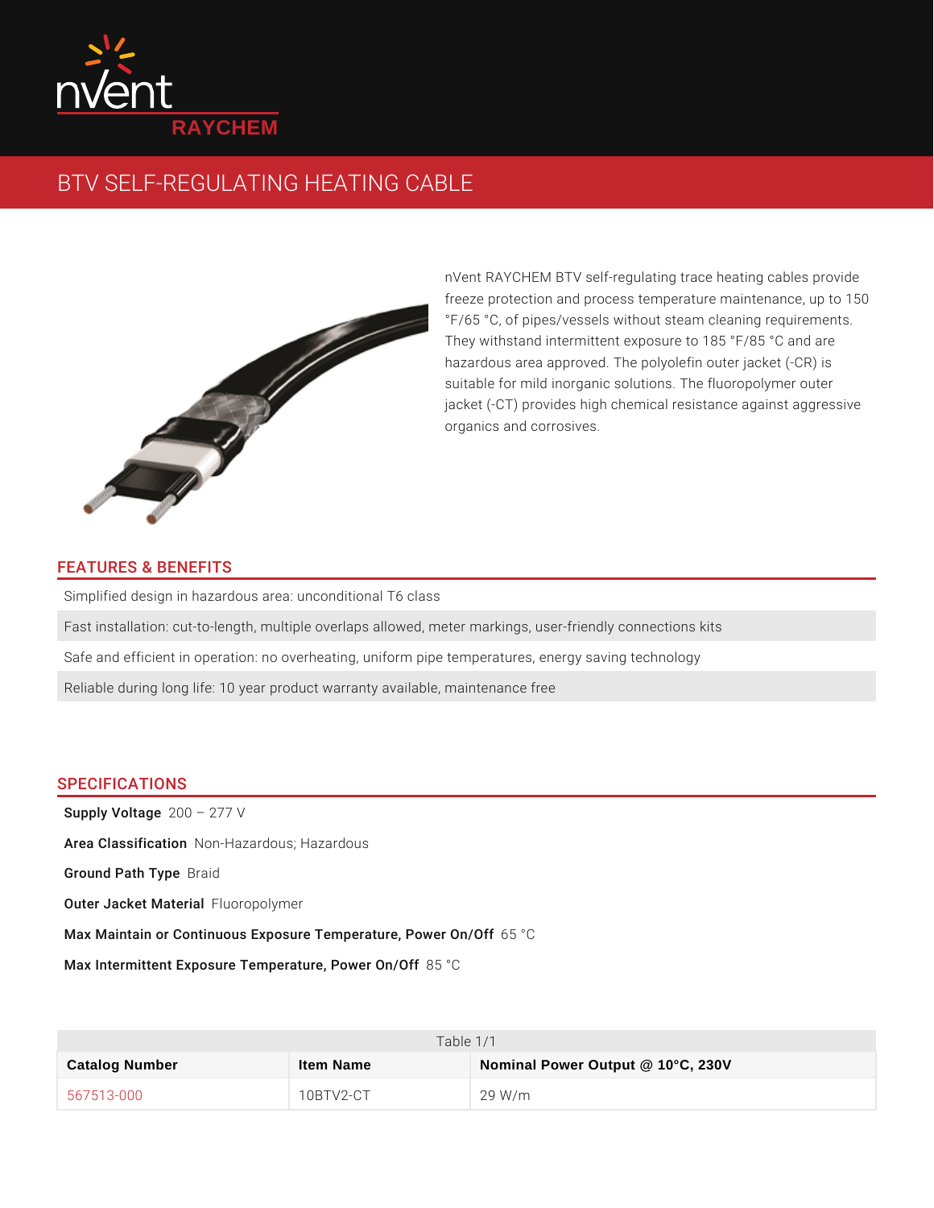nVent RAYCHEM

# BTV SELF-REGULATING HEATING CABLE

nVent RAYCHEM BTV self-regulating trace heating cables provide freeze protection and process temperature maintenance, up to 150 °F/65 °C, of pipes/vessels without steam cleaning requirements. They withstand intermittent exposure to 185 °F/85 °C and are hazardous area approved. The polyolefin outer jacket (-CR) is suitable for mild inorganic solutions. The fluoropolymer outer jacket (-CT) provides high chemical resistance against aggressive organics and corrosives.

## FEATURES & BENEFITS

Simplified design in hazardous area: unconditional T6 class

Fast installation: cut-to-length, multiple overlaps allowed, meter markings, user-friendly connections kits

Safe and efficient in operation: no overheating, uniform pipe temperatures, energy saving technology

Reliable during long life: 10 year product warranty available, maintenance free

## SPECIFICATIONS

**Supply Voltage** 200 – 277 V

**Area Classification** Non-Hazardous; Hazardous

**Ground Path Type** Braid

**Outer Jacket Material** Fluoropolymer

**Max Maintain or Continuous Exposure Temperature, Power On/Off** 65 °C

**Max Intermittent Exposure Temperature, Power On/Off** 85 °C

Table 1/1

| Catalog Number | Item Name | Nominal Power Output @ 10°C, 230V |
|---|---|---|
| 567513-000 | 10BTV2-CT | 29 W/m |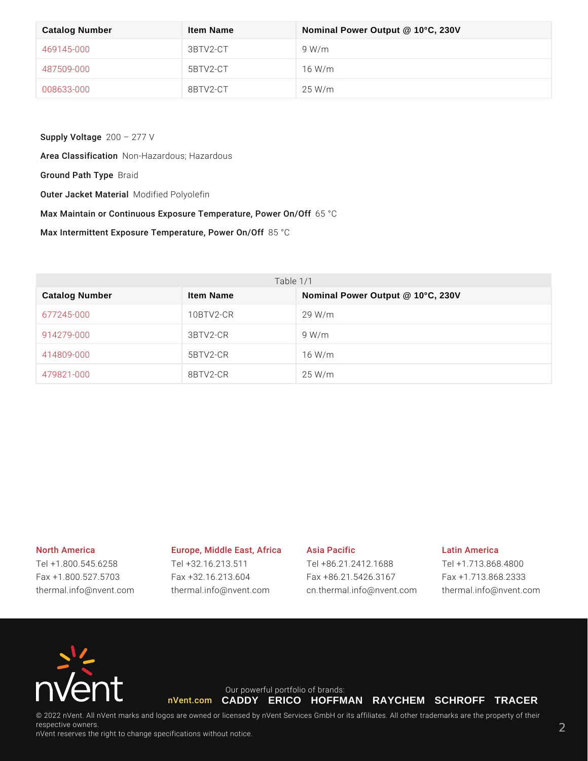| Catalog Number | Item Name | Nominal Power Output @ 10°C, 230V |
| --- | --- | --- |
| 469145-000 | 3BTV2-CT | 9 W/m |
| 487509-000 | 5BTV2-CT | 16 W/m |
| 008633-000 | 8BTV2-CT | 25 W/m |

**Supply Voltage** 200 – 277 V

**Area Classification** Non-Hazardous; Hazardous

**Ground Path Type** Braid

**Outer Jacket Material** Modified Polyolefin

**Max Maintain or Continuous Exposure Temperature, Power On/Off** 65 °C

**Max Intermittent Exposure Temperature, Power On/Off** 85 °C

Table 1/1

| Catalog Number | Item Name | Nominal Power Output @ 10°C, 230V |
| --- | --- | --- |
| 677245-000 | 10BTV2-CR | 29 W/m |
| 914279-000 | 3BTV2-CR | 9 W/m |
| 414809-000 | 5BTV2-CR | 16 W/m |
| 479821-000 | 8BTV2-CR | 25 W/m |

**North America**
Tel +1.800.545.6258
Fax +1.800.527.5703
thermal.info@nvent.com

**Europe, Middle East, Africa**
Tel +32.16.213.511
Fax +32.16.213.604
thermal.info@nvent.com

**Asia Pacific**
Tel +86.21.2412.1688
Fax +86.21.5426.3167
cn.thermal.info@nvent.com

**Latin America**
Tel +1.713.868.4800
Fax +1.713.868.2333
thermal.info@nvent.com

nVent

Our powerful portfolio of brands:
nVent.com CADDY ERICO HOFFMAN RAYCHEM SCHROFF TRACER

© 2022 nVent. All nVent marks and logos are owned or licensed by nVent Services GmbH or its affiliates. All other trademarks are the property of their respective owners.
nVent reserves the right to change specifications without notice.